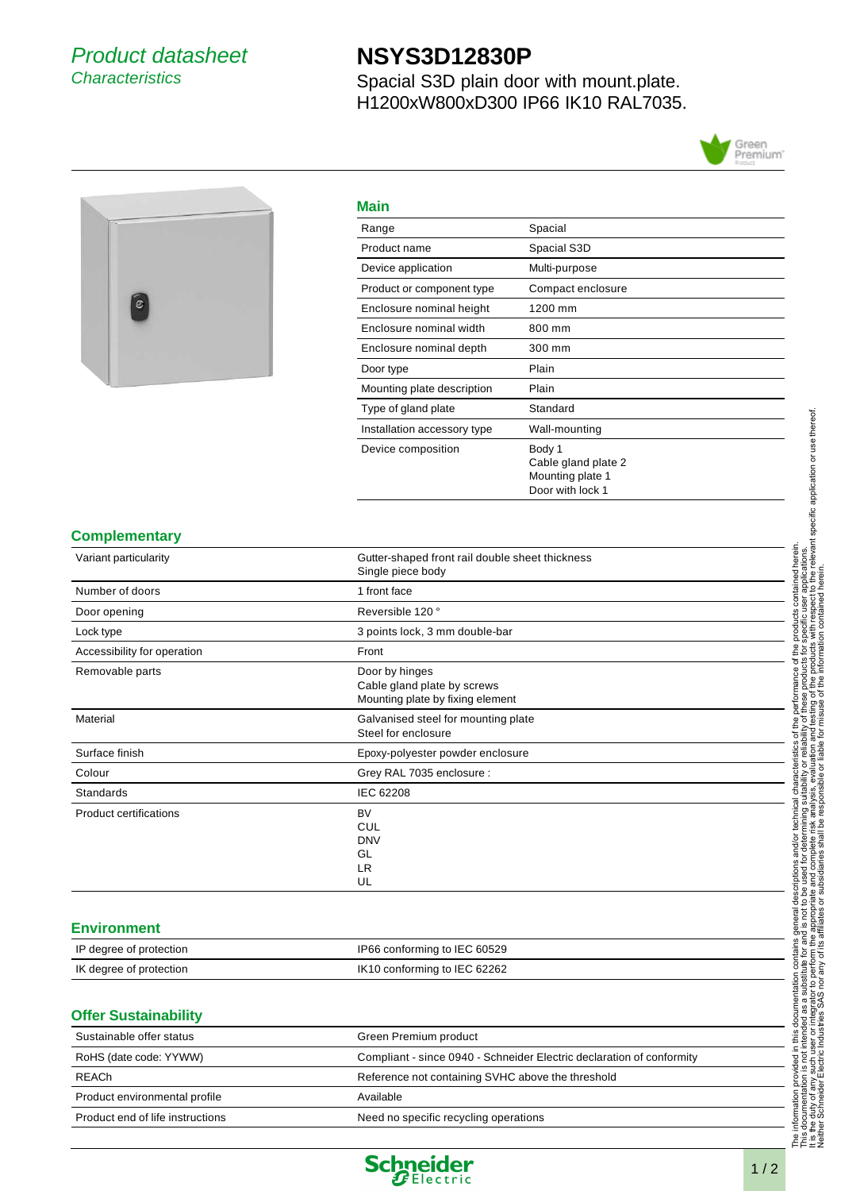*Product datasheet*
*Characteristics*

# NSYS3D12830P

Spacial S3D plain door with mount.plate.
H1200xW800xD300 IP66 IK10 RAL7035.

## Main

| | |
|---|---|
| Range | Spacial |
| Product name | Spacial S3D |
| Device application | Multi-purpose |
| Product or component type | Compact enclosure |
| Enclosure nominal height | 1200 mm |
| Enclosure nominal width | 800 mm |
| Enclosure nominal depth | 300 mm |
| Door type | Plain |
| Mounting plate description | Plain |
| Type of gland plate | Standard |
| Installation accessory type | Wall-mounting |
| Device composition | Body 1<br>Cable gland plate 2<br>Mounting plate 1<br>Door with lock 1 |

## Complementary

| | |
|---|---|
| Variant particularity | Gutter-shaped front rail double sheet thickness<br>Single piece body |
| Number of doors | 1 front face |
| Door opening | Reversible 120 ° |
| Lock type | 3 points lock, 3 mm double-bar |
| Accessibility for operation | Front |
| Removable parts | Door by hinges<br>Cable gland plate by screws<br>Mounting plate by fixing element |
| Material | Galvanised steel for mounting plate<br>Steel for enclosure |
| Surface finish | Epoxy-polyester powder enclosure |
| Colour | Grey RAL 7035 enclosure : |
| Standards | IEC 62208 |
| Product certifications | BV<br>CUL<br>DNV<br>GL<br>LR<br>UL |

## Environment

| | |
|---|---|
| IP degree of protection | IP66 conforming to IEC 60529 |
| IK degree of protection | IK10 conforming to IEC 62262 |

## Offer Sustainability

| | |
|---|---|
| Sustainable offer status | Green Premium product |
| RoHS (date code: YYWW) | Compliant - since 0940 - Schneider Electric declaration of conformity |
| REACh | Reference not containing SVHC above the threshold |
| Product environmental profile | Available |
| Product end of life instructions | Need no specific recycling operations |

The information provided in this documentation contains general descriptions and/or technical characteristics of the performance of the products contained herein. This documentation is not intended as a substitute for and is not to be used for determining suitability or reliability of these products for specific user applications. It is the duty of any such user or integrator to perform the appropriate and complete risk analysis, evaluation and testing of the products with respect to the relevant specific application or use thereof. Neither Schneider Electric Industries SAS nor any of its affiliates or subsidiaries shall be responsible or liable for misuse of the information contained herein.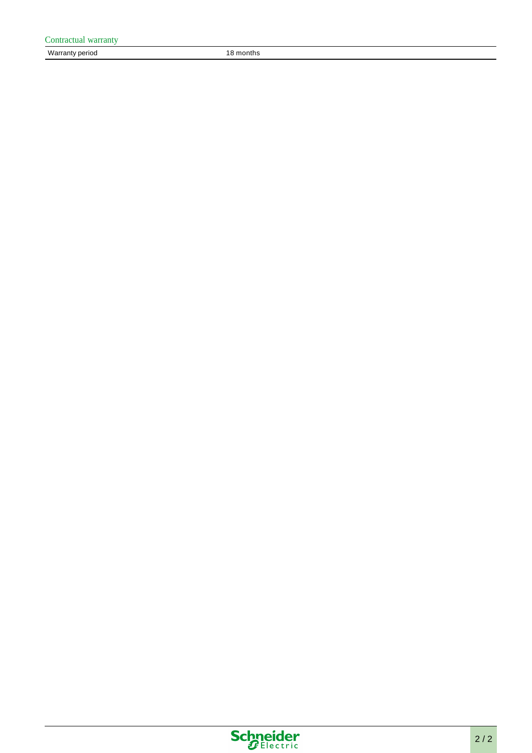## Contractual warranty

| | |
|---|---|
| Warranty period | 18 months |